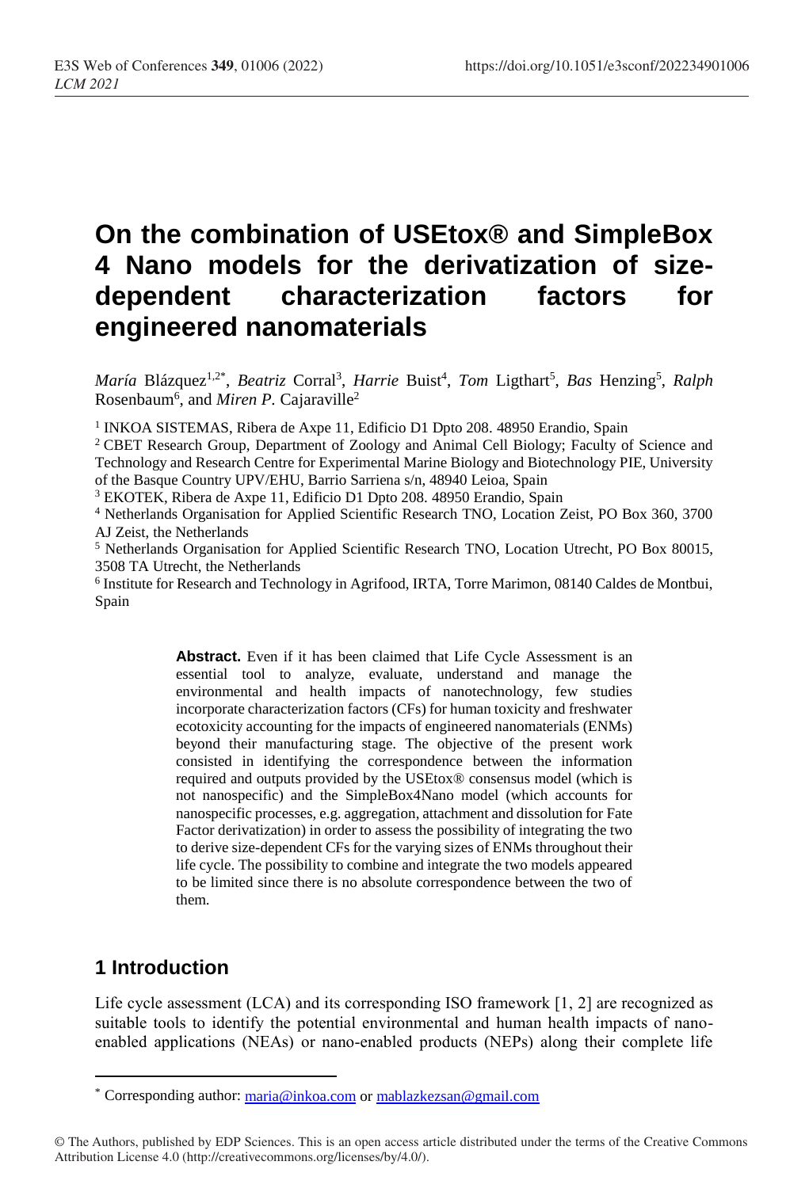# On the combination of USEtox® and SimpleBox 4 Nano models for the derivatization of size-dependent characterization factors for engineered nanomaterials

*María* Blázquez[1,2*], *Beatriz* Corral[3], *Harrie* Buist[4], *Tom* Ligthart[5], *Bas* Henzing[5], *Ralph* Rosenbaum[6], and *Miren P.* Cajaraville[2]

[1] INKOA SISTEMAS, Ribera de Axpe 11, Edificio D1 Dpto 208. 48950 Erandio, Spain

[2] CBET Research Group, Department of Zoology and Animal Cell Biology; Faculty of Science and Technology and Research Centre for Experimental Marine Biology and Biotechnology PIE, University of the Basque Country UPV/EHU, Barrio Sarriena s/n, 48940 Leioa, Spain

[3] EKOTEK, Ribera de Axpe 11, Edificio D1 Dpto 208. 48950 Erandio, Spain

[4] Netherlands Organisation for Applied Scientific Research TNO, Location Zeist, PO Box 360, 3700 AJ Zeist, the Netherlands

[5] Netherlands Organisation for Applied Scientific Research TNO, Location Utrecht, PO Box 80015, 3508 TA Utrecht, the Netherlands

[6] Institute for Research and Technology in Agrifood, IRTA, Torre Marimon, 08140 Caldes de Montbui, Spain

**Abstract.** Even if it has been claimed that Life Cycle Assessment is an essential tool to analyze, evaluate, understand and manage the environmental and health impacts of nanotechnology, few studies incorporate characterization factors (CFs) for human toxicity and freshwater ecotoxicity accounting for the impacts of engineered nanomaterials (ENMs) beyond their manufacturing stage. The objective of the present work consisted in identifying the correspondence between the information required and outputs provided by the USEtox® consensus model (which is not nanospecific) and the SimpleBox4Nano model (which accounts for nanospecific processes, e.g. aggregation, attachment and dissolution for Fate Factor derivatization) in order to assess the possibility of integrating the two to derive size-dependent CFs for the varying sizes of ENMs throughout their life cycle. The possibility to combine and integrate the two models appeared to be limited since there is no absolute correspondence between the two of them.

## 1 Introduction

Life cycle assessment (LCA) and its corresponding ISO framework [1, 2] are recognized as suitable tools to identify the potential environmental and human health impacts of nano-enabled applications (NEAs) or nano-enabled products (NEPs) along their complete life

---

* Corresponding author: maria@inkoa.com or mablazkezsan@gmail.com

© The Authors, published by EDP Sciences. This is an open access article distributed under the terms of the Creative Commons Attribution License 4.0 (http://creativecommons.org/licenses/by/4.0/).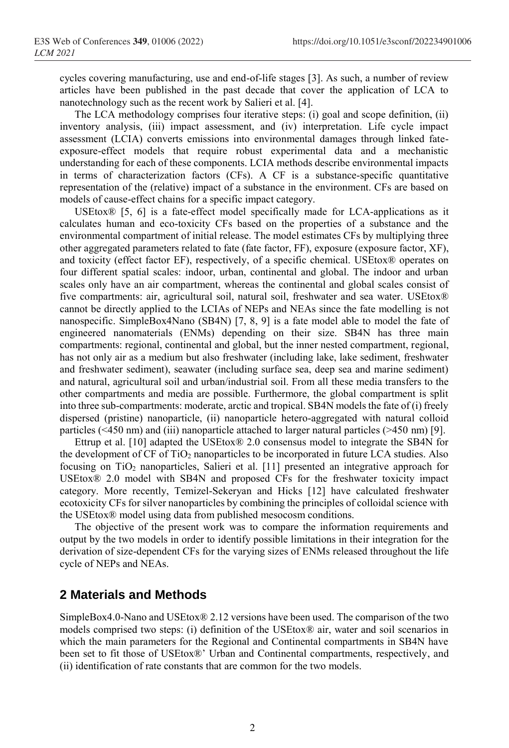cycles covering manufacturing, use and end-of-life stages [3]. As such, a number of review articles have been published in the past decade that cover the application of LCA to nanotechnology such as the recent work by Salieri et al. [4].

The LCA methodology comprises four iterative steps: (i) goal and scope definition, (ii) inventory analysis, (iii) impact assessment, and (iv) interpretation. Life cycle impact assessment (LCIA) converts emissions into environmental damages through linked fate-exposure-effect models that require robust experimental data and a mechanistic understanding for each of these components. LCIA methods describe environmental impacts in terms of characterization factors (CFs). A CF is a substance-specific quantitative representation of the (relative) impact of a substance in the environment. CFs are based on models of cause-effect chains for a specific impact category.

USEtox® [5, 6] is a fate-effect model specifically made for LCA-applications as it calculates human and eco-toxicity CFs based on the properties of a substance and the environmental compartment of initial release. The model estimates CFs by multiplying three other aggregated parameters related to fate (fate factor, FF), exposure (exposure factor, XF), and toxicity (effect factor EF), respectively, of a specific chemical. USEtox® operates on four different spatial scales: indoor, urban, continental and global. The indoor and urban scales only have an air compartment, whereas the continental and global scales consist of five compartments: air, agricultural soil, natural soil, freshwater and sea water. USEtox® cannot be directly applied to the LCIAs of NEPs and NEAs since the fate modelling is not nanospecific. SimpleBox4Nano (SB4N) [7, 8, 9] is a fate model able to model the fate of engineered nanomaterials (ENMs) depending on their size. SB4N has three main compartments: regional, continental and global, but the inner nested compartment, regional, has not only air as a medium but also freshwater (including lake, lake sediment, freshwater and freshwater sediment), seawater (including surface sea, deep sea and marine sediment) and natural, agricultural soil and urban/industrial soil. From all these media transfers to the other compartments and media are possible. Furthermore, the global compartment is split into three sub-compartments: moderate, arctic and tropical. SB4N models the fate of (i) freely dispersed (pristine) nanoparticle, (ii) nanoparticle hetero-aggregated with natural colloid particles (<450 nm) and (iii) nanoparticle attached to larger natural particles (>450 nm) [9].

Ettrup et al. [10] adapted the USEtox® 2.0 consensus model to integrate the SB4N for the development of CF of $TiO_2$ nanoparticles to be incorporated in future LCA studies. Also focusing on $TiO_2$ nanoparticles, Salieri et al. [11] presented an integrative approach for USEtox® 2.0 model with SB4N and proposed CFs for the freshwater toxicity impact category. More recently, Temizel-Sekeryan and Hicks [12] have calculated freshwater ecotoxicity CFs for silver nanoparticles by combining the principles of colloidal science with the USEtox® model using data from published mesocosm conditions.

The objective of the present work was to compare the information requirements and output by the two models in order to identify possible limitations in their integration for the derivation of size-dependent CFs for the varying sizes of ENMs released throughout the life cycle of NEPs and NEAs.

## 2 Materials and Methods

SimpleBox4.0-Nano and USEtox® 2.12 versions have been used. The comparison of the two models comprised two steps: (i) definition of the USEtox® air, water and soil scenarios in which the main parameters for the Regional and Continental compartments in SB4N have been set to fit those of USEtox®' Urban and Continental compartments, respectively, and (ii) identification of rate constants that are common for the two models.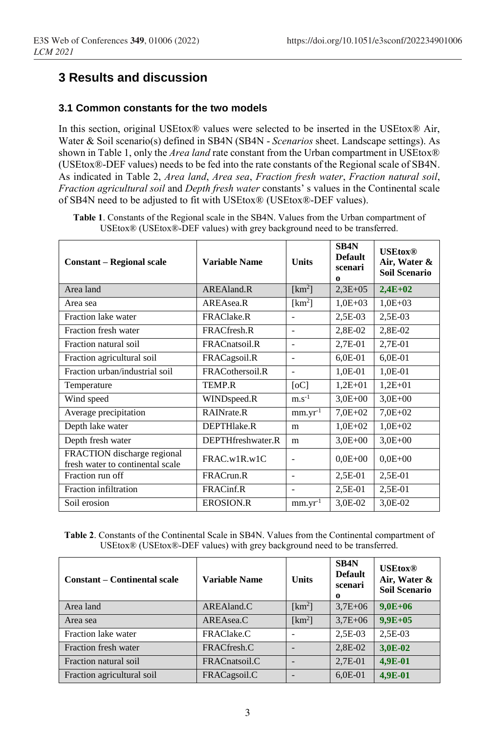# 3 Results and discussion

## 3.1 Common constants for the two models

In this section, original USEtox® values were selected to be inserted in the USEtox® Air, Water & Soil scenario(s) defined in SB4N (SB4N - *Scenarios* sheet. Landscape settings). As shown in Table 1, only the *Area land* rate constant from the Urban compartment in USEtox® (USEtox®-DEF values) needs to be fed into the rate constants of the Regional scale of SB4N. As indicated in Table 2, *Area land*, *Area sea*, *Fraction fresh water*, *Fraction natural soil*, *Fraction agricultural soil* and *Depth fresh water* constants' s values in the Continental scale of SB4N need to be adjusted to fit with USEtox® (USEtox®-DEF values).

**Table 1**. Constants of the Regional scale in the SB4N. Values from the Urban compartment of USEtox® (USEtox®-DEF values) with grey background need to be transferred.

| Constant – Regional scale | Variable Name | Units | SB4N Default scenario | USEtox® Air, Water & Soil Scenario |
|---|---|---|---|---|
| Area land | AREAland.R | [km$^2$] | 2,3E+05 | **2,4E+02** |
| Area sea | AREAsea.R | [km$^2$] | 1,0E+03 | 1,0E+03 |
| Fraction lake water | FRAClake.R | - | 2,5E-03 | 2,5E-03 |
| Fraction fresh water | FRACfresh.R | - | 2,8E-02 | 2,8E-02 |
| Fraction natural soil | FRACnatsoil.R | - | 2,7E-01 | 2,7E-01 |
| Fraction agricultural soil | FRACagsoil.R | - | 6,0E-01 | 6,0E-01 |
| Fraction urban/industrial soil | FRACothersoil.R | - | 1,0E-01 | 1,0E-01 |
| Temperature | TEMP.R | [oC] | 1,2E+01 | 1,2E+01 |
| Wind speed | WINDspeed.R | m.s$^{-1}$ | 3,0E+00 | 3,0E+00 |
| Average precipitation | RAINrate.R | mm.yr$^{-1}$ | 7,0E+02 | 7,0E+02 |
| Depth lake water | DEPTHlake.R | m | 1,0E+02 | 1,0E+02 |
| Depth fresh water | DEPTHfreshwater.R | m | 3,0E+00 | 3,0E+00 |
| FRACTION discharge regional fresh water to continental scale | FRAC.w1R.w1C | - | 0,0E+00 | 0,0E+00 |
| Fraction run off | FRACrun.R | - | 2,5E-01 | 2,5E-01 |
| Fraction infiltration | FRACinf.R | - | 2,5E-01 | 2,5E-01 |
| Soil erosion | EROSION.R | mm.yr$^{-1}$ | 3,0E-02 | 3,0E-02 |

**Table 2**. Constants of the Continental Scale in SB4N. Values from the Continental compartment of USEtox® (USEtox®-DEF values) with grey background need to be transferred.

| Constant – Continental scale | Variable Name | Units | SB4N Default scenario | USEtox® Air, Water & Soil Scenario |
|---|---|---|---|---|
| Area land | AREAland.C | [km$^2$] | 3,7E+06 | **9,0E+06** |
| Area sea | AREAsea.C | [km$^2$] | 3,7E+06 | **9,9E+05** |
| Fraction lake water | FRAClake.C | - | 2,5E-03 | 2,5E-03 |
| Fraction fresh water | FRACfresh.C | - | 2,8E-02 | **3,0E-02** |
| Fraction natural soil | FRACnatsoil.C | - | 2,7E-01 | **4,9E-01** |
| Fraction agricultural soil | FRACagsoil.C | - | 6,0E-01 | **4,9E-01** |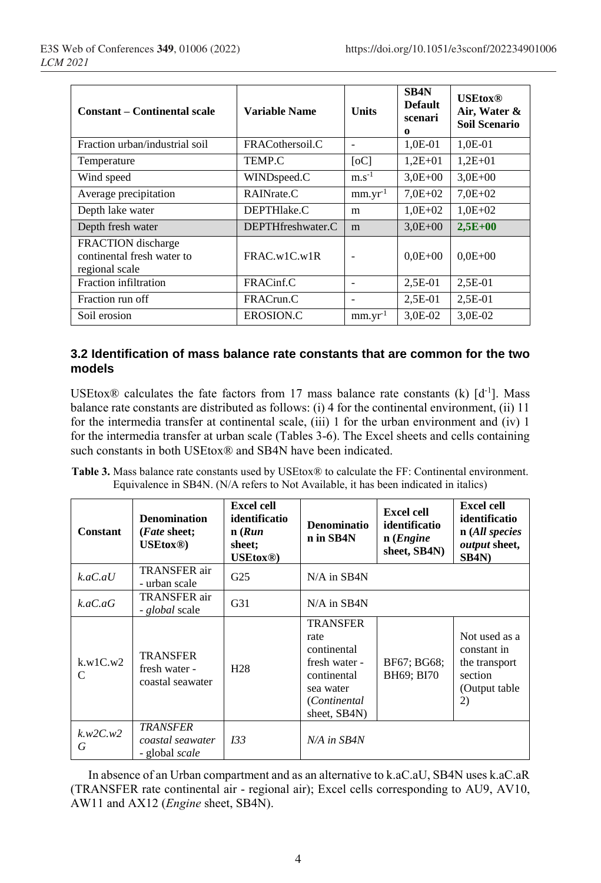| Constant – Continental scale | Variable Name | Units | SB4N Default scenario | USEtox® Air, Water & Soil Scenario |
|---|---|---|---|---|
| Fraction urban/industrial soil | FRACothersoil.C | - | 1,0E-01 | 1,0E-01 |
| Temperature | TEMP.C | [oC] | 1,2E+01 | 1,2E+01 |
| Wind speed | WINDspeed.C | $m.s^{-1}$ | 3,0E+00 | 3,0E+00 |
| Average precipitation | RAINrate.C | $mm.yr^{-1}$ | 7,0E+02 | 7,0E+02 |
| Depth lake water | DEPTHlake.C | m | 1,0E+02 | 1,0E+02 |
| Depth fresh water | DEPTHfreshwater.C | m | 3,0E+00 | **2,5E+00** |
| FRACTION discharge continental fresh water to regional scale | FRAC.w1C.w1R | - | 0,0E+00 | 0,0E+00 |
| Fraction infiltration | FRACinf.C | - | 2,5E-01 | 2,5E-01 |
| Fraction run off | FRACrun.C | - | 2,5E-01 | 2,5E-01 |
| Soil erosion | EROSION.C | $mm.yr^{-1}$ | 3,0E-02 | 3,0E-02 |

### 3.2 Identification of mass balance rate constants that are common for the two models

USEtox® calculates the fate factors from 17 mass balance rate constants (k) [$d^{-1}$]. Mass balance rate constants are distributed as follows: (i) 4 for the continental environment, (ii) 11 for the intermedia transfer at continental scale, (iii) 1 for the urban environment and (iv) 1 for the intermedia transfer at urban scale (Tables 3-6). The Excel sheets and cells containing such constants in both USEtox® and SB4N have been indicated.

**Table 3.** Mass balance rate constants used by USEtox® to calculate the FF: Continental environment. Equivalence in SB4N. (N/A refers to Not Available, it has been indicated in italics)

| Constant | Denomination (*Fate* sheet; USEtox®) | Excel cell identification (*Run* sheet; USEtox®) | Denomination in SB4N | Excel cell identification (*Engine* sheet, SB4N) | Excel cell identification (*All species output* sheet, SB4N) |
|---|---|---|---|---|---|
| *k.aC.aU* | TRANSFER air - urban scale | G25 | N/A in SB4N | | |
| *k.aC.aG* | TRANSFER air - *global* scale | G31 | N/A in SB4N | | |
| k.w1C.w2C | TRANSFER fresh water - coastal seawater | H28 | TRANSFER rate continental fresh water - continental sea water (*Continental* sheet, SB4N) | BF67; BG68; BH69; BI70 | Not used as a constant in the transport section (Output table 2) |
| *k.w2C.w2G* | *TRANSFER coastal seawater* - global *scale* | *I33* | *N/A in SB4N* | | |

In absence of an Urban compartment and as an alternative to k.aC.aU, SB4N uses k.aC.aR (TRANSFER rate continental air - regional air); Excel cells corresponding to AU9, AV10, AW11 and AX12 (*Engine* sheet, SB4N).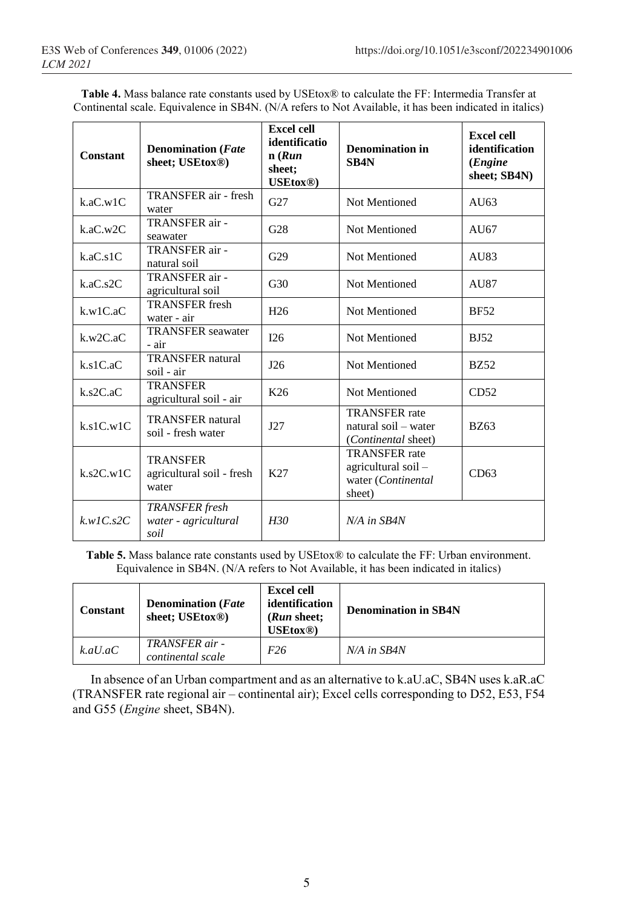**Table 4.** Mass balance rate constants used by USEtox® to calculate the FF: Intermedia Transfer at Continental scale. Equivalence in SB4N. (N/A refers to Not Available, it has been indicated in italics)

| Constant | Denomination (*Fate* sheet; USEtox®) | Excel cell identification (*Run* sheet; USEtox®) | Denomination in SB4N | Excel cell identification (*Engine* sheet; SB4N) |
|---|---|---|---|---|
| k.aC.w1C | TRANSFER air - fresh water | G27 | Not Mentioned | AU63 |
| k.aC.w2C | TRANSFER air - seawater | G28 | Not Mentioned | AU67 |
| k.aC.s1C | TRANSFER air - natural soil | G29 | Not Mentioned | AU83 |
| k.aC.s2C | TRANSFER air - agricultural soil | G30 | Not Mentioned | AU87 |
| k.w1C.aC | TRANSFER fresh water - air | H26 | Not Mentioned | BF52 |
| k.w2C.aC | TRANSFER seawater - air | I26 | Not Mentioned | BJ52 |
| k.s1C.aC | TRANSFER natural soil - air | J26 | Not Mentioned | BZ52 |
| k.s2C.aC | TRANSFER agricultural soil - air | K26 | Not Mentioned | CD52 |
| k.s1C.w1C | TRANSFER natural soil - fresh water | J27 | TRANSFER rate natural soil – water (*Continental* sheet) | BZ63 |
| k.s2C.w1C | TRANSFER agricultural soil - fresh water | K27 | TRANSFER rate agricultural soil – water (*Continental* sheet) | CD63 |
| *k.w1C.s2C* | *TRANSFER fresh water - agricultural soil* | *H30* | *N/A in SB4N* | |

**Table 5.** Mass balance rate constants used by USEtox® to calculate the FF: Urban environment. Equivalence in SB4N. (N/A refers to Not Available, it has been indicated in italics)

| Constant | Denomination (*Fate* sheet; USEtox®) | Excel cell identification (*Run* sheet; USEtox®) | Denomination in SB4N |
|---|---|---|---|
| *k.aU.aC* | *TRANSFER air - continental scale* | *F26* | *N/A in SB4N* |

In absence of an Urban compartment and as an alternative to k.aU.aC, SB4N uses k.aR.aC (TRANSFER rate regional air – continental air); Excel cells corresponding to D52, E53, F54 and G55 (*Engine* sheet, SB4N).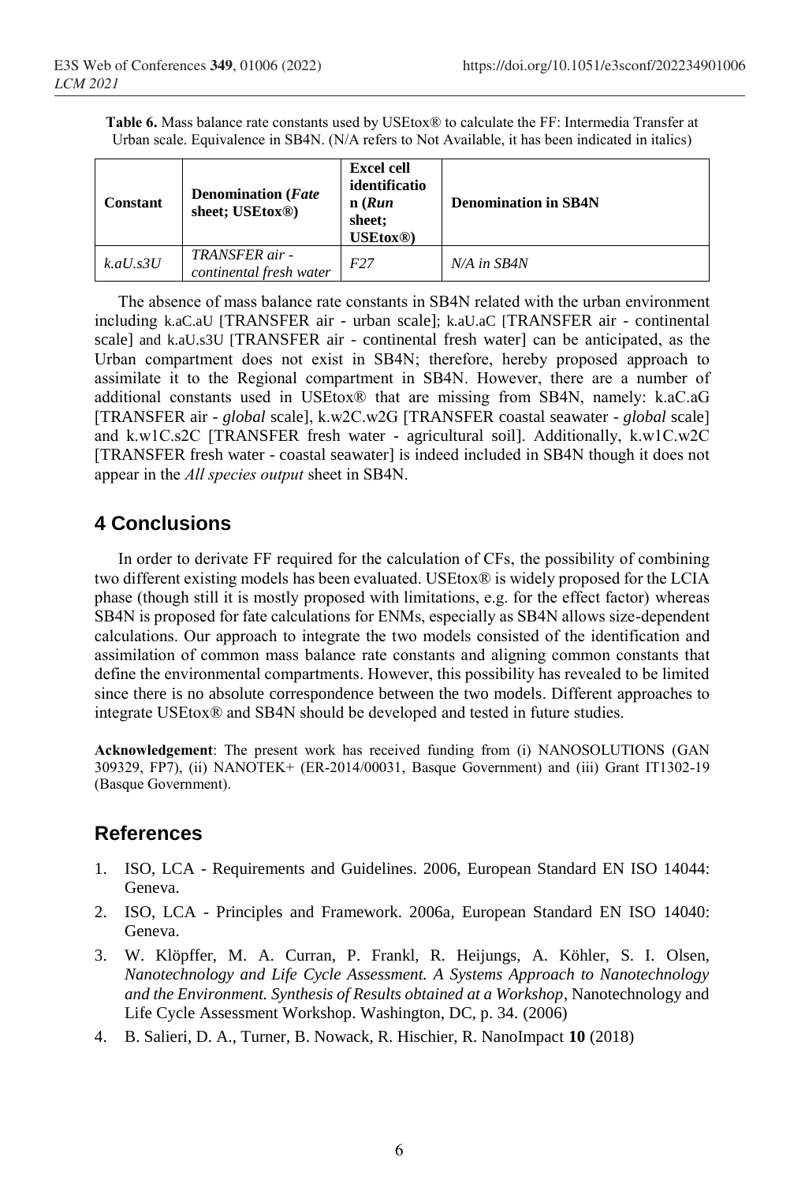**Table 6.** Mass balance rate constants used by USEtox® to calculate the FF: Intermedia Transfer at Urban scale. Equivalence in SB4N. (N/A refers to Not Available, it has been indicated in italics)

| Constant | Denomination (*Fate* sheet; USEtox®) | Excel cell identification (*Run* sheet; USEtox®) | Denomination in SB4N |
|---|---|---|---|
| *k.aU.s3U* | *TRANSFER air - continental fresh water* | *F27* | *N/A in SB4N* |

The absence of mass balance rate constants in SB4N related with the urban environment including k.aC.aU [TRANSFER air - urban scale]; k.aU.aC [TRANSFER air - continental scale] and k.aU.s3U [TRANSFER air - continental fresh water] can be anticipated, as the Urban compartment does not exist in SB4N; therefore, hereby proposed approach to assimilate it to the Regional compartment in SB4N. However, there are a number of additional constants used in USEtox® that are missing from SB4N, namely: k.aC.aG [TRANSFER air - *global* scale], k.w2C.w2G [TRANSFER coastal seawater - *global* scale] and k.w1C.s2C [TRANSFER fresh water - agricultural soil]. Additionally, k.w1C.w2C [TRANSFER fresh water - coastal seawater] is indeed included in SB4N though it does not appear in the *All species output* sheet in SB4N.

## 4 Conclusions

In order to derivate FF required for the calculation of CFs, the possibility of combining two different existing models has been evaluated. USEtox® is widely proposed for the LCIA phase (though still it is mostly proposed with limitations, e.g. for the effect factor) whereas SB4N is proposed for fate calculations for ENMs, especially as SB4N allows size-dependent calculations. Our approach to integrate the two models consisted of the identification and assimilation of common mass balance rate constants and aligning common constants that define the environmental compartments. However, this possibility has revealed to be limited since there is no absolute correspondence between the two models. Different approaches to integrate USEtox® and SB4N should be developed and tested in future studies.

**Acknowledgement**: The present work has received funding from (i) NANOSOLUTIONS (GAN 309329, FP7), (ii) NANOTEK+ (ER-2014/00031, Basque Government) and (iii) Grant IT1302-19 (Basque Government).

## References

1. ISO, LCA - Requirements and Guidelines. 2006, European Standard EN ISO 14044: Geneva.
2. ISO, LCA - Principles and Framework. 2006a, European Standard EN ISO 14040: Geneva.
3. W. Klöpffer, M. A. Curran, P. Frankl, R. Heijungs, A. Köhler, S. I. Olsen, *Nanotechnology and Life Cycle Assessment. A Systems Approach to Nanotechnology and the Environment. Synthesis of Results obtained at a Workshop*, Nanotechnology and Life Cycle Assessment Workshop. Washington, DC, p. 34. (2006)
4. B. Salieri, D. A., Turner, B. Nowack, R. Hischier, R. NanoImpact **10** (2018)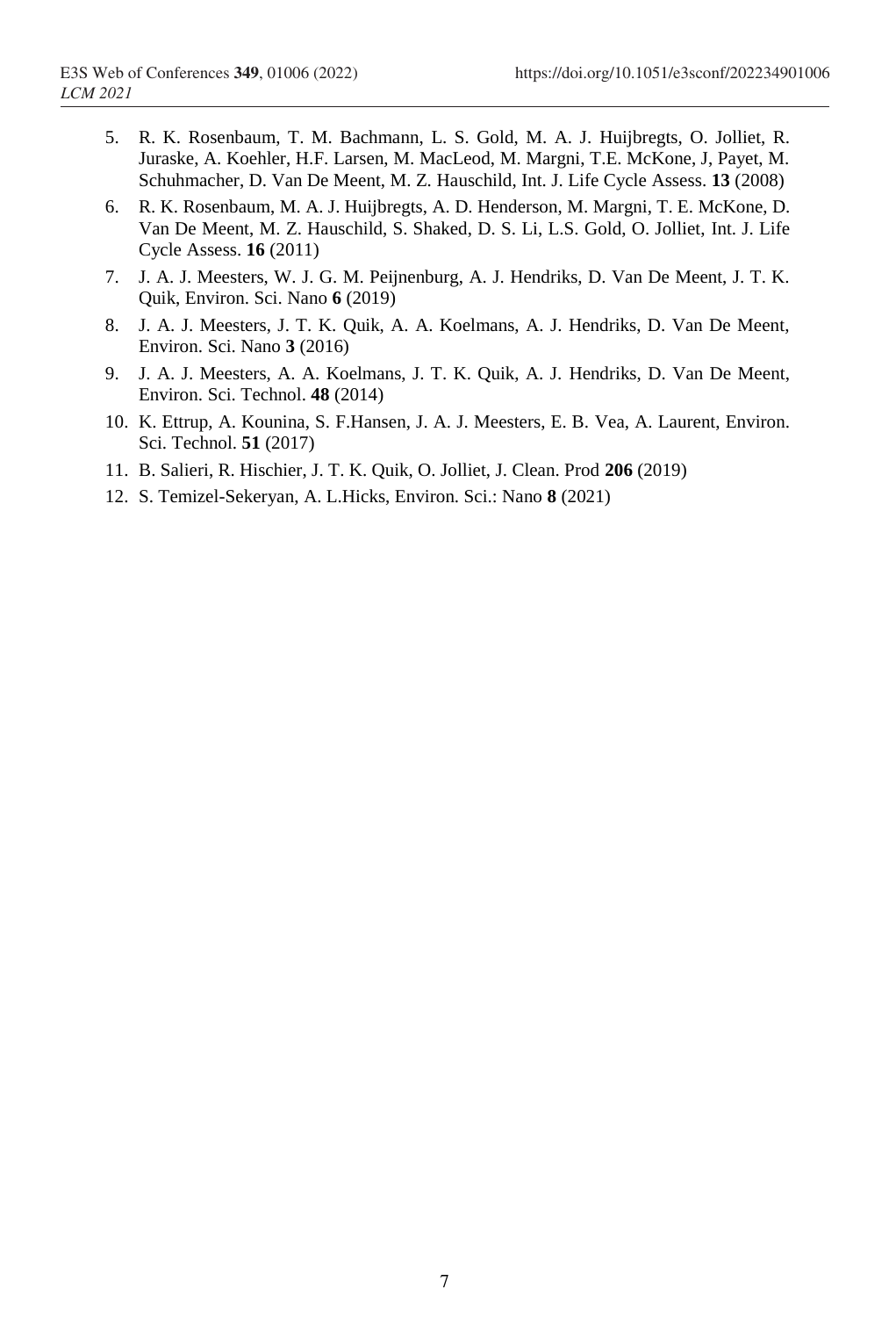5. R. K. Rosenbaum, T. M. Bachmann, L. S. Gold, M. A. J. Huijbregts, O. Jolliet, R. Juraske, A. Koehler, H.F. Larsen, M. MacLeod, M. Margni, T.E. McKone, J, Payet, M. Schuhmacher, D. Van De Meent, M. Z. Hauschild, Int. J. Life Cycle Assess. **13** (2008)
6. R. K. Rosenbaum, M. A. J. Huijbregts, A. D. Henderson, M. Margni, T. E. McKone, D. Van De Meent, M. Z. Hauschild, S. Shaked, D. S. Li, L.S. Gold, O. Jolliet, Int. J. Life Cycle Assess. **16** (2011)
7. J. A. J. Meesters, W. J. G. M. Peijnenburg, A. J. Hendriks, D. Van De Meent, J. T. K. Quik, Environ. Sci. Nano **6** (2019)
8. J. A. J. Meesters, J. T. K. Quik, A. A. Koelmans, A. J. Hendriks, D. Van De Meent, Environ. Sci. Nano **3** (2016)
9. J. A. J. Meesters, A. A. Koelmans, J. T. K. Quik, A. J. Hendriks, D. Van De Meent, Environ. Sci. Technol. **48** (2014)
10. K. Ettrup, A. Kounina, S. F.Hansen, J. A. J. Meesters, E. B. Vea, A. Laurent, Environ. Sci. Technol. **51** (2017)
11. B. Salieri, R. Hischier, J. T. K. Quik, O. Jolliet, J. Clean. Prod **206** (2019)
12. S. Temizel-Sekeryan, A. L.Hicks, Environ. Sci.: Nano **8** (2021)